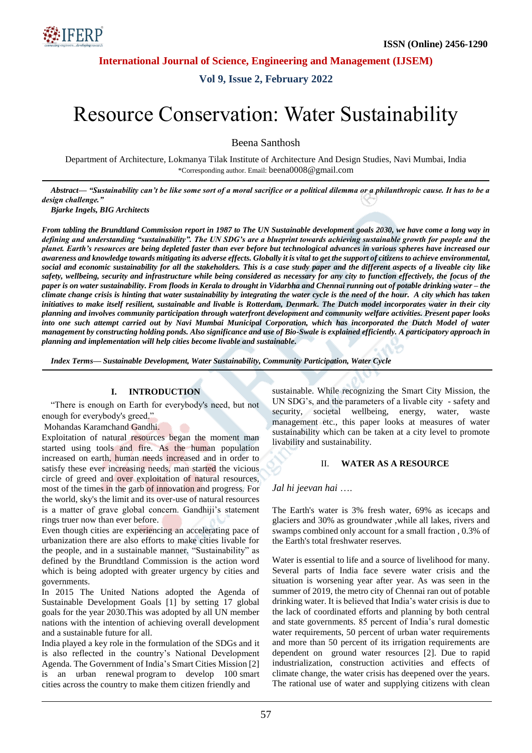# Resource Conservation: Water Sustainability

Beena Santhosh

Department of Architecture, Lokmanya Tilak Institute of Architecture And Design Studies, Navi Mumbai, India
*Corresponding author. Email: beena0008@gmail.com

***Abstract***— ***"Sustainability can't be like some sort of a moral sacrifice or a political dilemma or a philanthropic cause. It has to be a design challenge."***
***Bjarke Ingels, BIG Architects***

***From tabling the Brundtland Commission report in 1987 to The UN Sustainable development goals 2030, we have come a long way in defining and understanding "sustainability". The UN SDG's are a blueprint towards achieving sustainable growth for people and the planet. Earth's resources are being depleted faster than ever before but technological advances in various spheres have increased our awareness and knowledge towards mitigating its adverse effects. Globally it is vital to get the support of citizens to achieve environmental, social and economic sustainability for all the stakeholders. This is a case study paper and the different aspects of a liveable city like safety, wellbeing, security and infrastructure while being considered as necessary for any city to function effectively, the focus of the paper is on water sustainability. From floods in Kerala to drought in Vidarbha and Chennai running out of potable drinking water – the climate change crisis is hinting that water sustainability by integrating the water cycle is the need of the hour. A city which has taken initiatives to make itself resilient, sustainable and livable is Rotterdam, Denmark. The Dutch model incorporates water in their city planning and involves community participation through waterfront development and community welfare activities. Present paper looks into one such attempt carried out by Navi Mumbai Municipal Corporation, which has incorporated the Dutch Model of water management by constructing holding ponds. Also significance and use of Bio-Swale is explained efficiently. A participatory approach in planning and implementation will help cities become livable and sustainable.***

***Index Terms***— ***Sustainable Development, Water Sustainability, Community Participation, Water Cycle***

## I. INTRODUCTION

"There is enough on Earth for everybody's need, but not enough for everybody's greed."
Mohandas Karamchand Gandhi.

Exploitation of natural resources began the moment man started using tools and fire. As the human population increased on earth, human needs increased and in order to satisfy these ever increasing needs, man started the vicious circle of greed and over exploitation of natural resources, most of the times in the garb of innovation and progress. For the world, sky's the limit and its over-use of natural resources is a matter of grave global concern. Gandhiji's statement rings truer now than ever before.

Even though cities are experiencing an accelerating pace of urbanization there are also efforts to make cities livable for the people, and in a sustainable manner. "Sustainability" as defined by the Brundtland Commission is the action word which is being adopted with greater urgency by cities and governments.

In 2015 The United Nations adopted the Agenda of Sustainable Development Goals [1] by setting 17 global goals for the year 2030.This was adopted by all UN member nations with the intention of achieving overall development and a sustainable future for all.

India played a key role in the formulation of the SDGs and it is also reflected in the country's National Development Agenda. The Government of India's Smart Cities Mission [2] is an urban renewal program to develop 100 smart cities across the country to make them citizen friendly and sustainable. While recognizing the Smart City Mission, the UN SDG's, and the parameters of a livable city - safety and security, societal wellbeing, energy, water, waste management etc., this paper looks at measures of water sustainability which can be taken at a city level to promote livability and sustainability.

## II. WATER AS A RESOURCE

*Jal hi jeevan hai ….*

The Earth's water is 3% fresh water, 69% as icecaps and glaciers and 30% as groundwater ,while all lakes, rivers and swamps combined only account for a small fraction , 0.3% of the Earth's total freshwater reserves.

Water is essential to life and a source of livelihood for many. Several parts of India face severe water crisis and the situation is worsening year after year. As was seen in the summer of 2019, the metro city of Chennai ran out of potable drinking water. It is believed that India's water crisis is due to the lack of coordinated efforts and planning by both central and state governments. 85 percent of India's rural domestic water requirements, 50 percent of urban water requirements and more than 50 percent of its irrigation requirements are dependent on ground water resources [2]. Due to rapid industrialization, construction activities and effects of climate change, the water crisis has deepened over the years. The rational use of water and supplying citizens with clean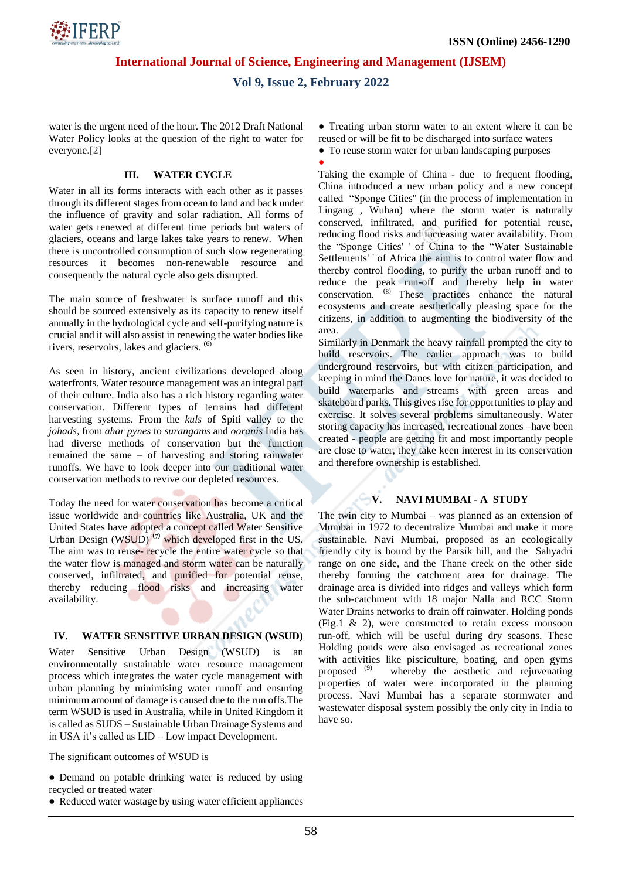water is the urgent need of the hour. The 2012 Draft National Water Policy looks at the question of the right to water for everyone.[2]

## III. WATER CYCLE

Water in all its forms interacts with each other as it passes through its different stages from ocean to land and back under the influence of gravity and solar radiation. All forms of water gets renewed at different time periods but waters of glaciers, oceans and large lakes take years to renew. When there is uncontrolled consumption of such slow regenerating resources it becomes non-renewable resource and consequently the natural cycle also gets disrupted.

The main source of freshwater is surface runoff and this should be sourced extensively as its capacity to renew itself annually in the hydrological cycle and self-purifying nature is crucial and it will also assist in renewing the water bodies like rivers, reservoirs, lakes and glaciers. [6]

As seen in history, ancient civilizations developed along waterfronts. Water resource management was an integral part of their culture. India also has a rich history regarding water conservation. Different types of terrains had different harvesting systems. From the *kuls* of Spiti valley to the *johads*, from *ahar pynes* to *surangams* and *ooranis* India has had diverse methods of conservation but the function remained the same – of harvesting and storing rainwater runoffs. We have to look deeper into our traditional water conservation methods to revive our depleted resources.

Today the need for water conservation has become a critical issue worldwide and countries like Australia, UK and the United States have adopted a concept called Water Sensitive Urban Design (WSUD) [7] which developed first in the US. The aim was to reuse- recycle the entire water cycle so that the water flow is managed and storm water can be naturally conserved, infiltrated, and purified for potential reuse, thereby reducing flood risks and increasing water availability.

## IV. WATER SENSITIVE URBAN DESIGN (WSUD)

Water Sensitive Urban Design (WSUD) is an environmentally sustainable water resource management process which integrates the water cycle management with urban planning by minimising water runoff and ensuring minimum amount of damage is caused due to the run offs.The term WSUD is used in Australia, while in United Kingdom it is called as SUDS – Sustainable Urban Drainage Systems and in USA it's called as LID – Low impact Development.

The significant outcomes of WSUD is

- Demand on potable drinking water is reduced by using recycled or treated water
- Reduced water wastage by using water efficient appliances
- Treating urban storm water to an extent where it can be reused or will be fit to be discharged into surface waters
- To reuse storm water for urban landscaping purposes

Taking the example of China - due to frequent flooding, China introduced a new urban policy and a new concept called "Sponge Cities" (in the process of implementation in Lingang , Wuhan) where the storm water is naturally conserved, infiltrated, and purified for potential reuse, reducing flood risks and increasing water availability. From the "Sponge Cities' ' of China to the "Water Sustainable Settlements' ' of Africa the aim is to control water flow and thereby control flooding, to purify the urban runoff and to reduce the peak run-off and thereby help in water conservation. [8] These practices enhance the natural ecosystems and create aesthetically pleasing space for the citizens, in addition to augmenting the biodiversity of the area.

Similarly in Denmark the heavy rainfall prompted the city to build reservoirs. The earlier approach was to build underground reservoirs, but with citizen participation, and keeping in mind the Danes love for nature, it was decided to build waterparks and streams with green areas and skateboard parks. This gives rise for opportunities to play and exercise. It solves several problems simultaneously. Water storing capacity has increased, recreational zones –have been created - people are getting fit and most importantly people are close to water, they take keen interest in its conservation and therefore ownership is established.

## V. NAVI MUMBAI - A STUDY

The twin city to Mumbai – was planned as an extension of Mumbai in 1972 to decentralize Mumbai and make it more sustainable. Navi Mumbai, proposed as an ecologically friendly city is bound by the Parsik hill, and the Sahyadri range on one side, and the Thane creek on the other side thereby forming the catchment area for drainage. The drainage area is divided into ridges and valleys which form the sub-catchment with 18 major Nalla and RCC Storm Water Drains networks to drain off rainwater. Holding ponds (Fig.1 & 2), were constructed to retain excess monsoon run-off, which will be useful during dry seasons. These Holding ponds were also envisaged as recreational zones with activities like pisciculture, boating, and open gyms proposed [9] whereby the aesthetic and rejuvenating properties of water were incorporated in the planning process. Navi Mumbai has a separate stormwater and wastewater disposal system possibly the only city in India to have so.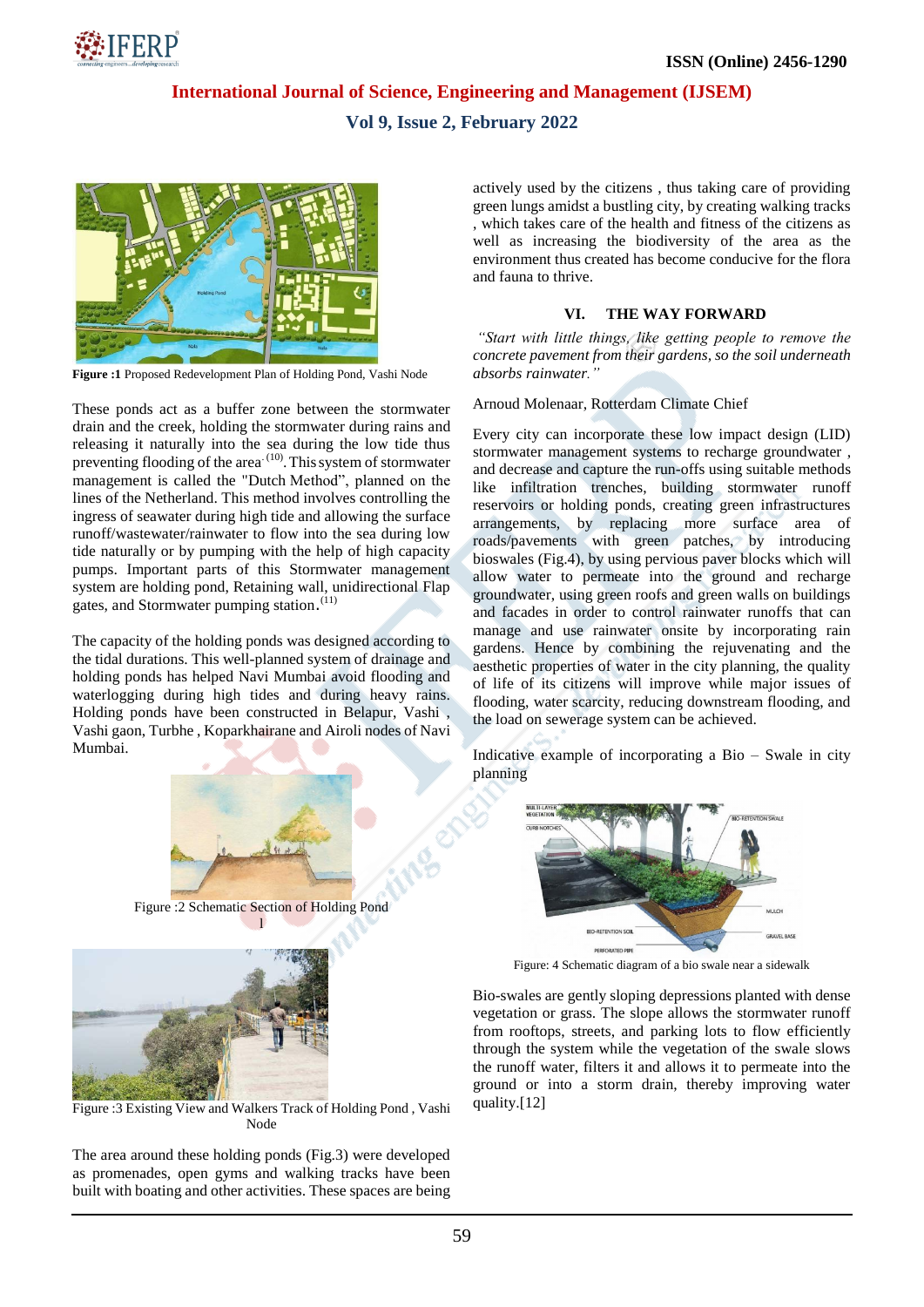**Figure :1** Proposed Redevelopment Plan of Holding Pond, Vashi Node

These ponds act as a buffer zone between the stormwater drain and the creek, holding the stormwater during rains and releasing it naturally into the sea during the low tide thus preventing flooding of the area [10]. This system of stormwater management is called the "Dutch Method", planned on the lines of the Netherland. This method involves controlling the ingress of seawater during high tide and allowing the surface runoff/wastewater/rainwater to flow into the sea during low tide naturally or by pumping with the help of high capacity pumps. Important parts of this Stormwater management system are holding pond, Retaining wall, unidirectional Flap gates, and Stormwater pumping station.[11]

The capacity of the holding ponds was designed according to the tidal durations. This well-planned system of drainage and holding ponds has helped Navi Mumbai avoid flooding and waterlogging during high tides and during heavy rains. Holding ponds have been constructed in Belapur, Vashi , Vashi gaon, Turbhe , Koparkhairane and Airoli nodes of Navi Mumbai.

Figure :2 Schematic Section of Holding Pond

Figure :3 Existing View and Walkers Track of Holding Pond , Vashi Node

The area around these holding ponds (Fig.3) were developed as promenades, open gyms and walking tracks have been built with boating and other activities. These spaces are being actively used by the citizens , thus taking care of providing green lungs amidst a bustling city, by creating walking tracks , which takes care of the health and fitness of the citizens as well as increasing the biodiversity of the area as the environment thus created has become conducive for the flora and fauna to thrive.

## VI. THE WAY FORWARD

*"Start with little things, like getting people to remove the concrete pavement from their gardens, so the soil underneath absorbs rainwater."*

Arnoud Molenaar, Rotterdam Climate Chief

Every city can incorporate these low impact design (LID) stormwater management systems to recharge groundwater , and decrease and capture the run-offs using suitable methods like infiltration trenches, building stormwater runoff reservoirs or holding ponds, creating green infrastructures arrangements, by replacing more surface area of roads/pavements with green patches, by introducing bioswales (Fig.4), by using pervious paver blocks which will allow water to permeate into the ground and recharge groundwater, using green roofs and green walls on buildings and facades in order to control rainwater runoffs that can manage and use rainwater onsite by incorporating rain gardens. Hence by combining the rejuvenating and the aesthetic properties of water in the city planning, the quality of life of its citizens will improve while major issues of flooding, water scarcity, reducing downstream flooding, and the load on sewerage system can be achieved.

Indicative example of incorporating a Bio – Swale in city planning

Figure: 4 Schematic diagram of a bio swale near a sidewalk

Bio-swales are gently sloping depressions planted with dense vegetation or grass. The slope allows the stormwater runoff from rooftops, streets, and parking lots to flow efficiently through the system while the vegetation of the swale slows the runoff water, filters it and allows it to permeate into the ground or into a storm drain, thereby improving water quality.[12]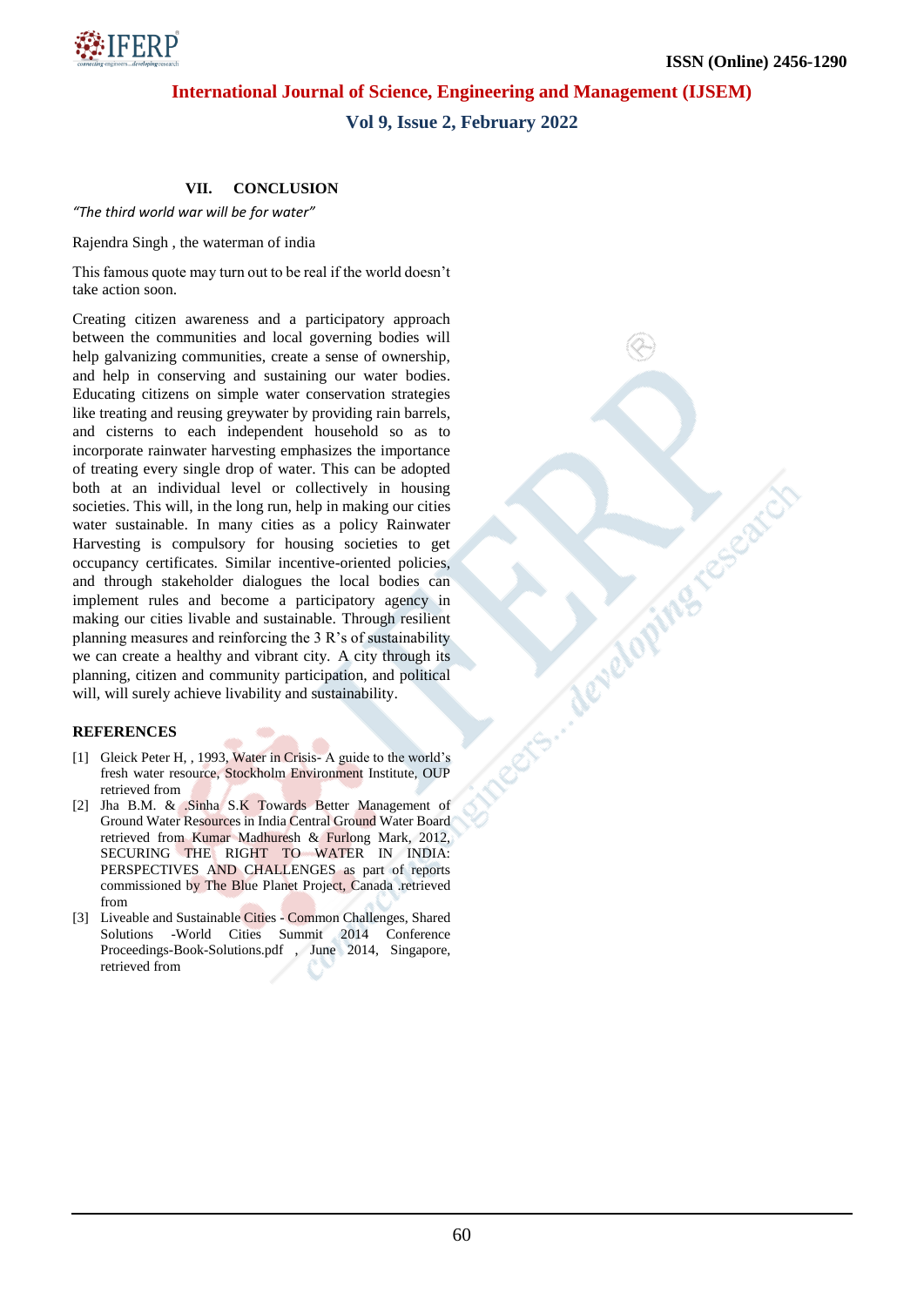## VII. CONCLUSION

*"The third world war will be for water"*

Rajendra Singh , the waterman of india

This famous quote may turn out to be real if the world doesn't take action soon.

Creating citizen awareness and a participatory approach between the communities and local governing bodies will help galvanizing communities, create a sense of ownership, and help in conserving and sustaining our water bodies. Educating citizens on simple water conservation strategies like treating and reusing greywater by providing rain barrels, and cisterns to each independent household so as to incorporate rainwater harvesting emphasizes the importance of treating every single drop of water. This can be adopted both at an individual level or collectively in housing societies. This will, in the long run, help in making our cities water sustainable. In many cities as a policy Rainwater Harvesting is compulsory for housing societies to get occupancy certificates. Similar incentive-oriented policies, and through stakeholder dialogues the local bodies can implement rules and become a participatory agency in making our cities livable and sustainable. Through resilient planning measures and reinforcing the 3 R's of sustainability we can create a healthy and vibrant city. A city through its planning, citizen and community participation, and political will, will surely achieve livability and sustainability.

## REFERENCES

[1] Gleick Peter H, , 1993, Water in Crisis- A guide to the world's fresh water resource, Stockholm Environment Institute, OUP retrieved from

[2] Jha B.M. & .Sinha S.K Towards Better Management of Ground Water Resources in India Central Ground Water Board retrieved from Kumar Madhuresh & Furlong Mark, 2012, SECURING THE RIGHT TO WATER IN INDIA: PERSPECTIVES AND CHALLENGES as part of reports commissioned by The Blue Planet Project, Canada .retrieved from

[3] Liveable and Sustainable Cities - Common Challenges, Shared Solutions -World Cities Summit 2014 Conference Proceedings-Book-Solutions.pdf , June 2014, Singapore, retrieved from